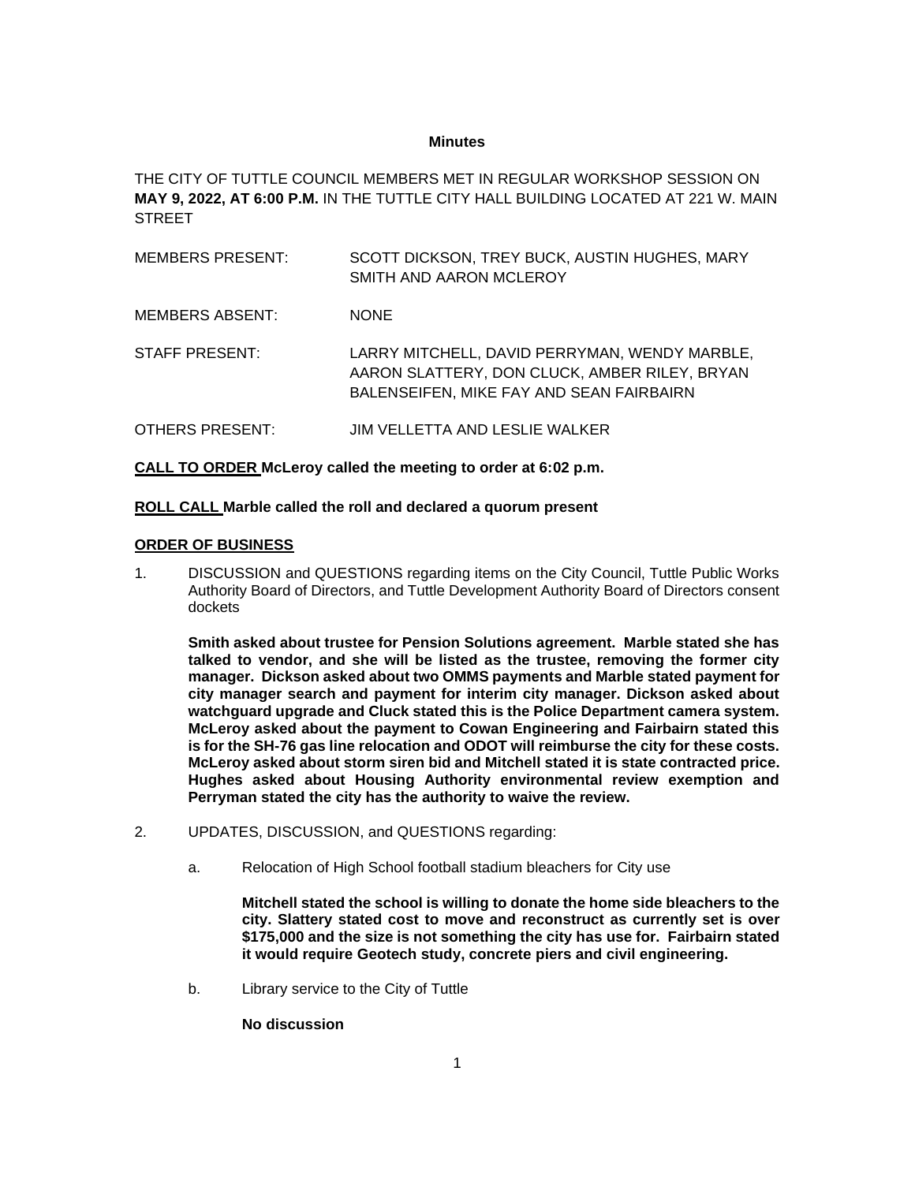**Minutes**

THE CITY OF TUTTLE COUNCIL MEMBERS MET IN REGULAR WORKSHOP SESSION ON **MAY 9, 2022, AT 6:00 P.M.** IN THE TUTTLE CITY HALL BUILDING LOCATED AT 221 W. MAIN STREET

| | |
|---|---|
| MEMBERS PRESENT: | SCOTT DICKSON, TREY BUCK, AUSTIN HUGHES, MARY SMITH AND AARON MCLEROY |
| MEMBERS ABSENT: | NONE |
| STAFF PRESENT: | LARRY MITCHELL, DAVID PERRYMAN, WENDY MARBLE, AARON SLATTERY, DON CLUCK, AMBER RILEY, BRYAN BALENSEIFEN, MIKE FAY AND SEAN FAIRBAIRN |
| OTHERS PRESENT: | JIM VELLETTA AND LESLIE WALKER |

**CALL TO ORDER McLeroy called the meeting to order at 6:02 p.m.**

**ROLL CALL Marble called the roll and declared a quorum present**

**ORDER OF BUSINESS**

1. DISCUSSION and QUESTIONS regarding items on the City Council, Tuttle Public Works Authority Board of Directors, and Tuttle Development Authority Board of Directors consent dockets

   **Smith asked about trustee for Pension Solutions agreement. Marble stated she has talked to vendor, and she will be listed as the trustee, removing the former city manager. Dickson asked about two OMMS payments and Marble stated payment for city manager search and payment for interim city manager. Dickson asked about watchguard upgrade and Cluck stated this is the Police Department camera system. McLeroy asked about the payment to Cowan Engineering and Fairbairn stated this is for the SH-76 gas line relocation and ODOT will reimburse the city for these costs. McLeroy asked about storm siren bid and Mitchell stated it is state contracted price. Hughes asked about Housing Authority environmental review exemption and Perryman stated the city has the authority to waive the review.**

2. UPDATES, DISCUSSION, and QUESTIONS regarding:

   a. Relocation of High School football stadium bleachers for City use

      **Mitchell stated the school is willing to donate the home side bleachers to the city. Slattery stated cost to move and reconstruct as currently set is over $175,000 and the size is not something the city has use for. Fairbairn stated it would require Geotech study, concrete piers and civil engineering.**

   b. Library service to the City of Tuttle

      **No discussion**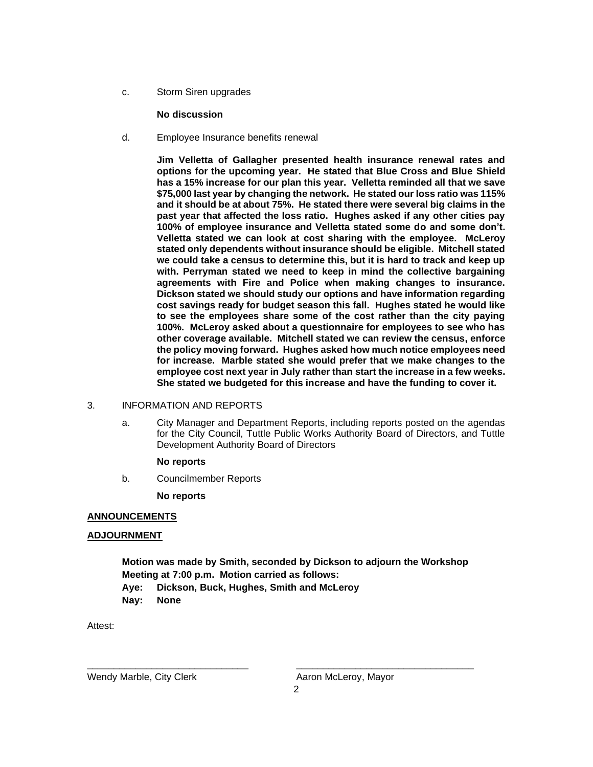c. Storm Siren upgrades

**No discussion**

d. Employee Insurance benefits renewal

**Jim Velletta of Gallagher presented health insurance renewal rates and options for the upcoming year. He stated that Blue Cross and Blue Shield has a 15% increase for our plan this year. Velletta reminded all that we save $75,000 last year by changing the network. He stated our loss ratio was 115% and it should be at about 75%. He stated there were several big claims in the past year that affected the loss ratio. Hughes asked if any other cities pay 100% of employee insurance and Velletta stated some do and some don't. Velletta stated we can look at cost sharing with the employee. McLeroy stated only dependents without insurance should be eligible. Mitchell stated we could take a census to determine this, but it is hard to track and keep up with. Perryman stated we need to keep in mind the collective bargaining agreements with Fire and Police when making changes to insurance. Dickson stated we should study our options and have information regarding cost savings ready for budget season this fall. Hughes stated he would like to see the employees share some of the cost rather than the city paying 100%. McLeroy asked about a questionnaire for employees to see who has other coverage available. Mitchell stated we can review the census, enforce the policy moving forward. Hughes asked how much notice employees need for increase. Marble stated she would prefer that we make changes to the employee cost next year in July rather than start the increase in a few weeks. She stated we budgeted for this increase and have the funding to cover it.**

3. INFORMATION AND REPORTS

a. City Manager and Department Reports, including reports posted on the agendas for the City Council, Tuttle Public Works Authority Board of Directors, and Tuttle Development Authority Board of Directors

**No reports**

b. Councilmember Reports

**No reports**

**ANNOUNCEMENTS**

**ADJOURNMENT**

**Motion was made by Smith, seconded by Dickson to adjourn the Workshop Meeting at 7:00 p.m. Motion carried as follows:**
**Aye: Dickson, Buck, Hughes, Smith and McLeroy**
**Nay: None**

Attest:

\_\_\_\_\_\_\_\_\_\_\_\_\_\_\_\_\_\_\_\_\_\_\_\_\_\_\_\_\_\_ \_\_\_\_\_\_\_\_\_\_\_\_\_\_\_\_\_\_\_\_\_\_\_\_\_\_\_\_\_\_\_\_\_

Wendy Marble, City Clerk Aaron McLeroy, Mayor